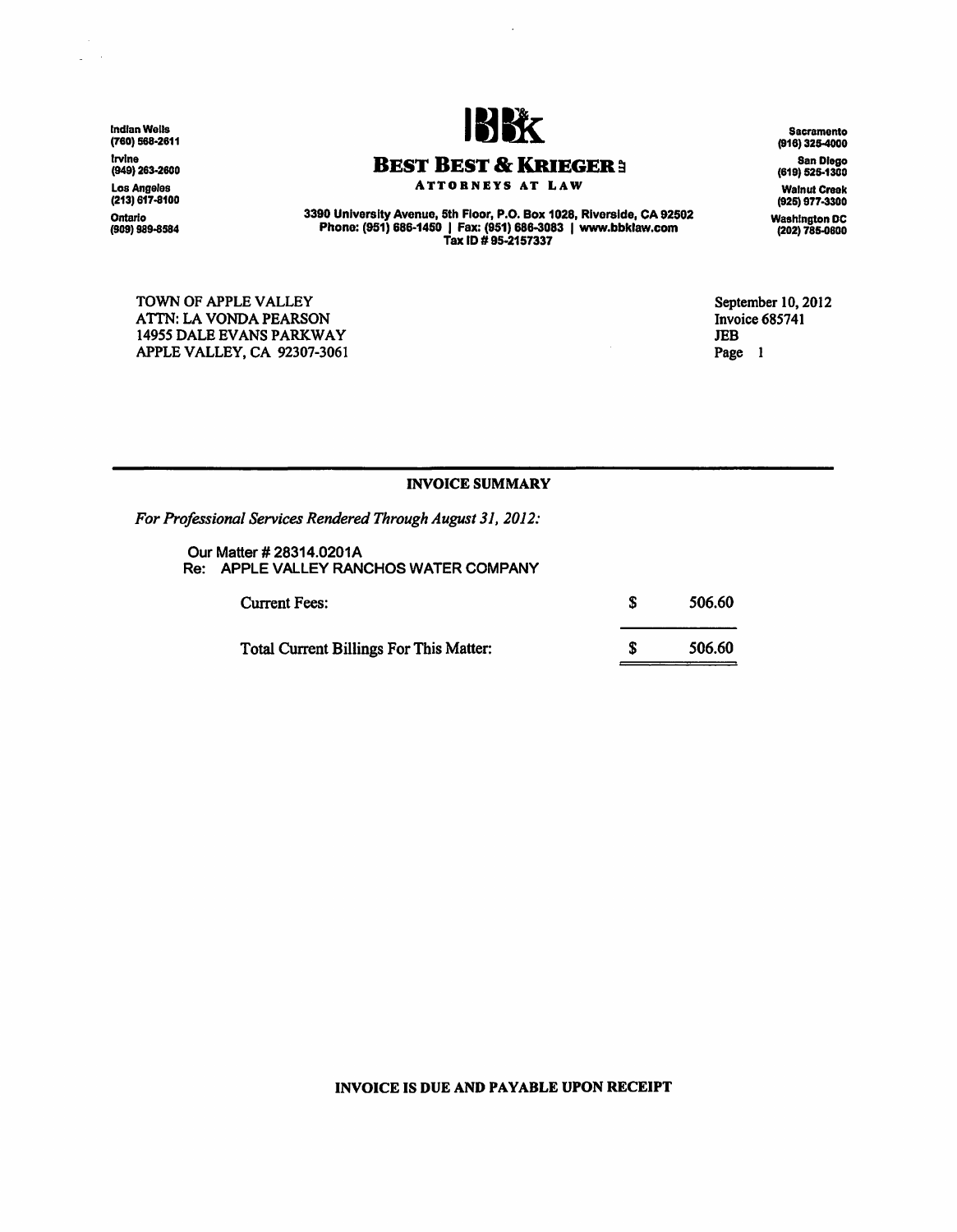Indian Wells
(760) 568-2611

Irvine
(949) 263-2600

Los Angeles
(213) 617-8100

Ontario
(909) 989-8584

# BEST BEST & KRIEGER

ATTORNEYS AT LAW

3390 University Avenue, 5th Floor, P.O. Box 1028, Riverside, CA 92502
Phone: (951) 686-1450 | Fax: (951) 686-3083 | www.bbklaw.com
Tax ID # 95-2157337

Sacramento
(916) 325-4000

San Diego
(619) 525-1300

Walnut Creek
(925) 977-3300

Washington DC
(202) 785-0600

TOWN OF APPLE VALLEY
ATTN: LA VONDA PEARSON
14955 DALE EVANS PARKWAY
APPLE VALLEY, CA 92307-3061

September 10, 2012
Invoice 685741
JEB

## INVOICE SUMMARY

*For Professional Services Rendered Through August 31, 2012:*

Our Matter # 28314.0201A
Re: APPLE VALLEY RANCHOS WATER COMPANY

| | | |
|---|---|---|
| Current Fees: | $ | 506.60 |
| Total Current Billings For This Matter: | $ | 506.60 |

**INVOICE IS DUE AND PAYABLE UPON RECEIPT**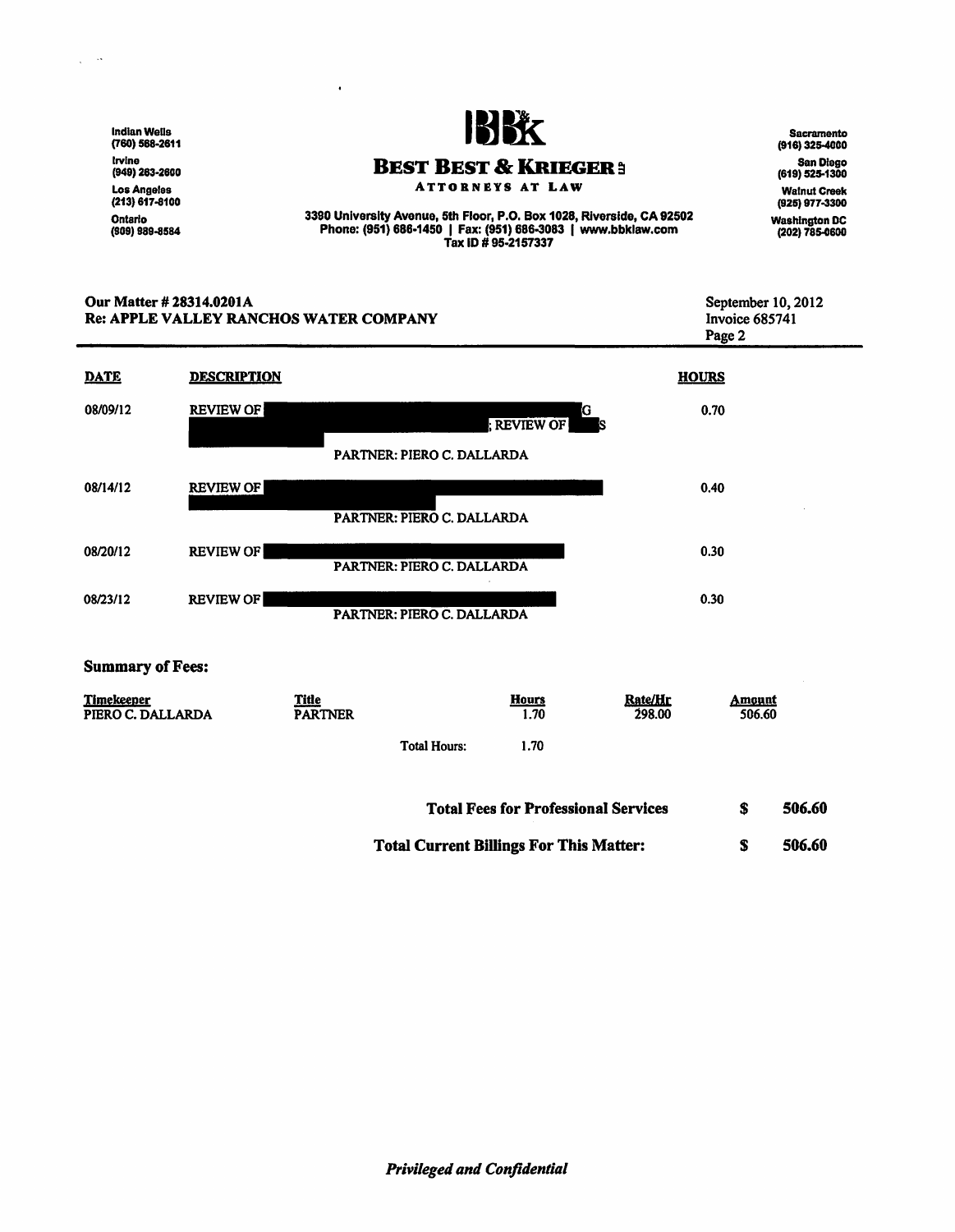Indian Wells
(760) 568-2611
Irvine
(949) 263-2600
Los Angeles
(213) 617-8100
Ontario
(909) 989-8584

# BEST BEST & KRIEGER LLP

ATTORNEYS AT LAW

3390 University Avenue, 5th Floor, P.O. Box 1028, Riverside, CA 92502
Phone: (951) 686-1450 | Fax: (951) 686-3083 | www.bbklaw.com
Tax ID # 95-2157337

Sacramento
(916) 325-4000
San Diego
(619) 525-1300
Walnut Creek
(925) 977-3300
Washington DC
(202) 785-0600

**Our Matter # 28314.0201A**
**Re: APPLE VALLEY RANCHOS WATER COMPANY**

September 10, 2012
Invoice 685741
Page 2

| DATE | DESCRIPTION | HOURS |
|---|---|---|
| 08/09/12 | REVIEW OF [REDACTED] G [REDACTED]; REVIEW OF [REDACTED] S [REDACTED] PARTNER: PIERO C. DALLARDA | 0.70 |
| 08/14/12 | REVIEW OF [REDACTED] PARTNER: PIERO C. DALLARDA | 0.40 |
| 08/20/12 | REVIEW OF [REDACTED] PARTNER: PIERO C. DALLARDA | 0.30 |
| 08/23/12 | REVIEW OF [REDACTED] PARTNER: PIERO C. DALLARDA | 0.30 |

**Summary of Fees:**

| Timekeeper | Title | Hours | Rate/Hr | Amount |
|---|---|---|---|---|
| PIERO C. DALLARDA | PARTNER | 1.70 | 298.00 | 506.60 |
| | Total Hours: | 1.70 | | |

**Total Fees for Professional Services $ 506.60**

**Total Current Billings For This Matter: $ 506.60**

*Privileged and Confidential*